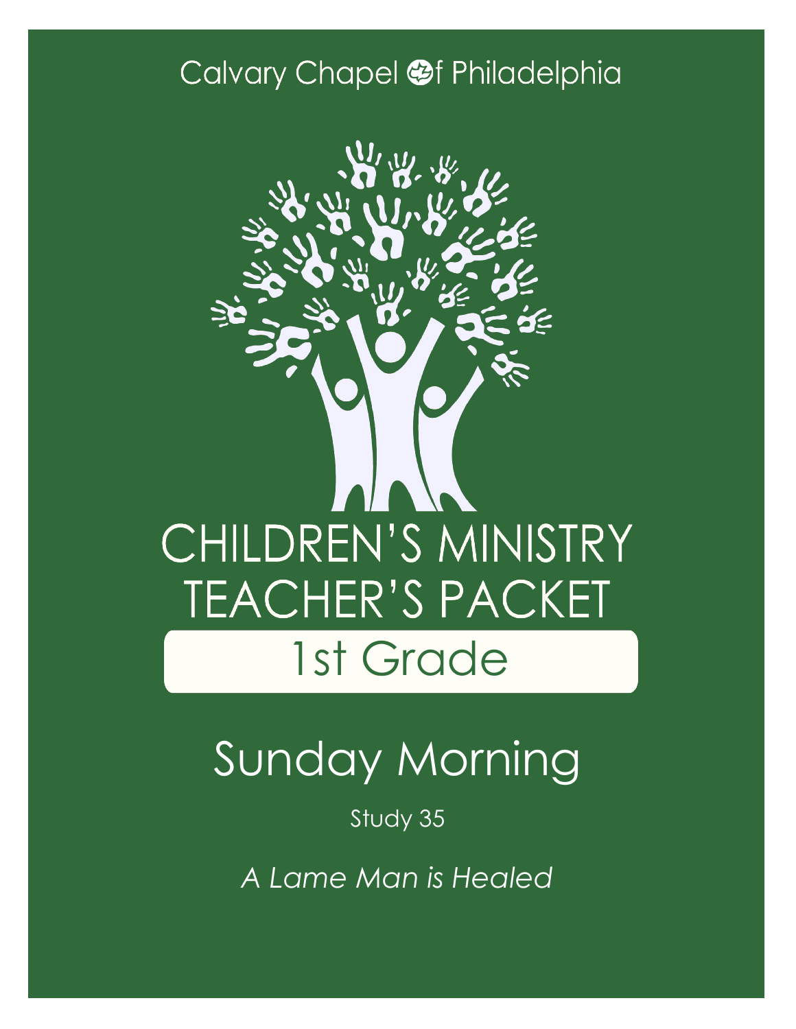Calvary Chapel of Philadelphia

# CHILDREN'S MINISTRY TEACHER'S PACKET

## 1st Grade

# Sunday Morning

Study 35

*A Lame Man is Healed*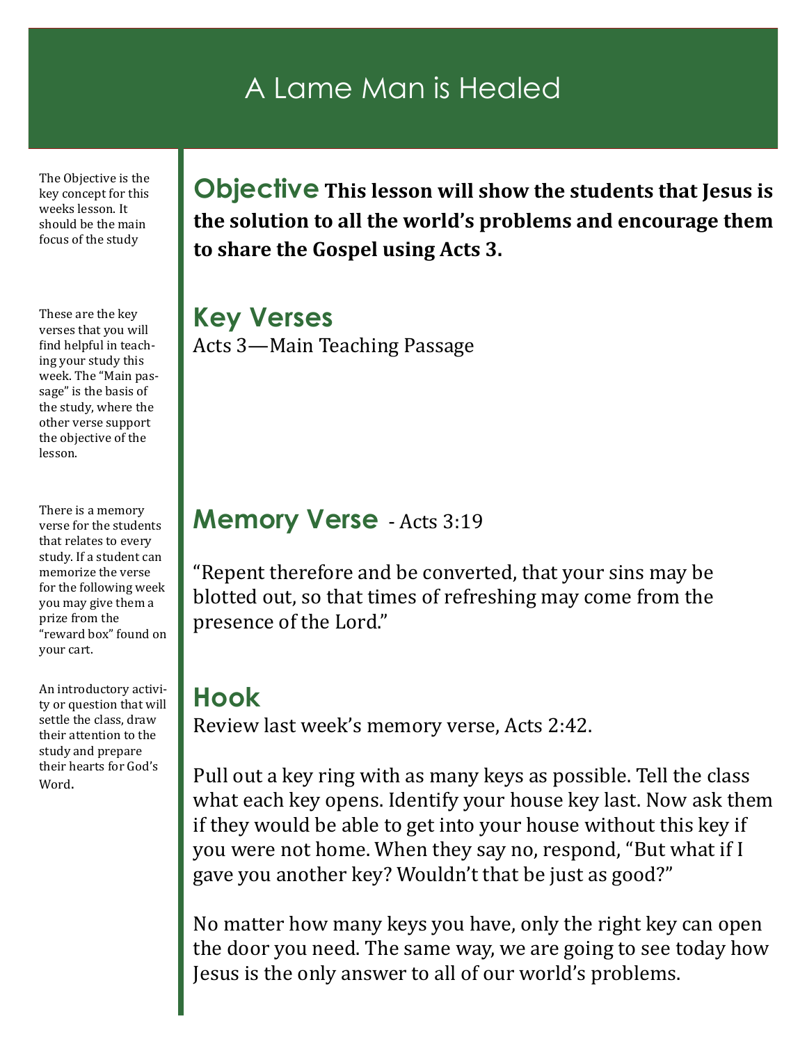# A Lame Man is Healed

The Objective is the key concept for this weeks lesson. It should be the main focus of the study

## Objective

**This lesson will show the students that Jesus is the solution to all the world's problems and encourage them to share the Gospel using Acts 3.**

These are the key verses that you will find helpful in teaching your study this week. The "Main passage" is the basis of the study, where the other verse support the objective of the lesson.

## Key Verses

Acts 3—Main Teaching Passage

There is a memory verse for the students that relates to every study. If a student can memorize the verse for the following week you may give them a prize from the "reward box" found on your cart.

## Memory Verse - Acts 3:19

"Repent therefore and be converted, that your sins may be blotted out, so that times of refreshing may come from the presence of the Lord."

An introductory activity or question that will settle the class, draw their attention to the study and prepare their hearts for God's Word.

## Hook

Review last week's memory verse, Acts 2:42.

Pull out a key ring with as many keys as possible. Tell the class what each key opens. Identify your house key last. Now ask them if they would be able to get into your house without this key if you were not home. When they say no, respond, "But what if I gave you another key? Wouldn't that be just as good?"

No matter how many keys you have, only the right key can open the door you need. The same way, we are going to see today how Jesus is the only answer to all of our world's problems.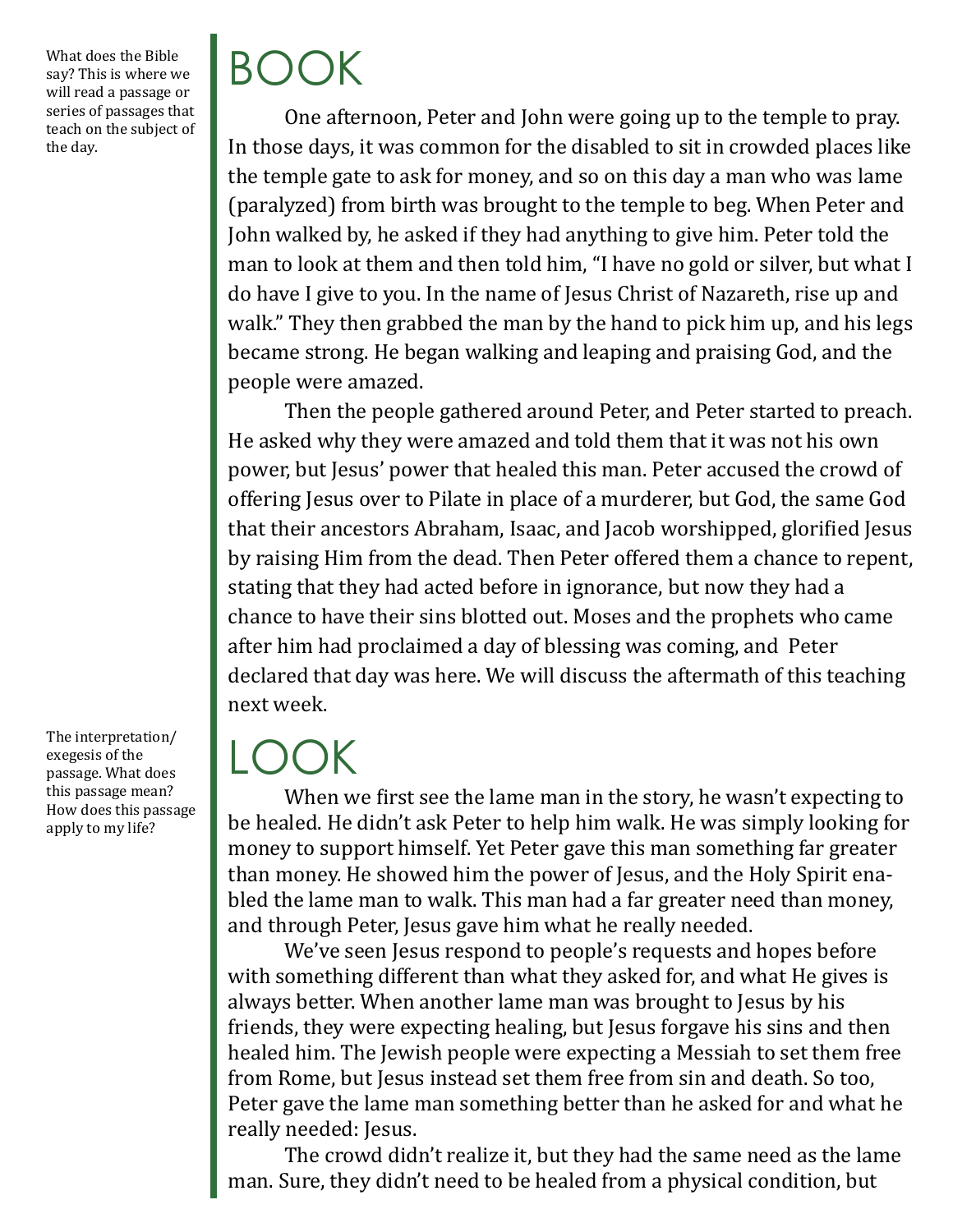What does the Bible say? This is where we will read a passage or series of passages that teach on the subject of the day.

# BOOK

One afternoon, Peter and John were going up to the temple to pray. In those days, it was common for the disabled to sit in crowded places like the temple gate to ask for money, and so on this day a man who was lame (paralyzed) from birth was brought to the temple to beg. When Peter and John walked by, he asked if they had anything to give him. Peter told the man to look at them and then told him, "I have no gold or silver, but what I do have I give to you. In the name of Jesus Christ of Nazareth, rise up and walk." They then grabbed the man by the hand to pick him up, and his legs became strong. He began walking and leaping and praising God, and the people were amazed.

Then the people gathered around Peter, and Peter started to preach. He asked why they were amazed and told them that it was not his own power, but Jesus' power that healed this man. Peter accused the crowd of offering Jesus over to Pilate in place of a murderer, but God, the same God that their ancestors Abraham, Isaac, and Jacob worshipped, glorified Jesus by raising Him from the dead. Then Peter offered them a chance to repent, stating that they had acted before in ignorance, but now they had a chance to have their sins blotted out. Moses and the prophets who came after him had proclaimed a day of blessing was coming, and Peter declared that day was here. We will discuss the aftermath of this teaching next week.

The interpretation/exegesis of the passage. What does this passage mean? How does this passage apply to my life?

# LOOK

When we first see the lame man in the story, he wasn't expecting to be healed. He didn't ask Peter to help him walk. He was simply looking for money to support himself. Yet Peter gave this man something far greater than money. He showed him the power of Jesus, and the Holy Spirit enabled the lame man to walk. This man had a far greater need than money, and through Peter, Jesus gave him what he really needed.

We've seen Jesus respond to people's requests and hopes before with something different than what they asked for, and what He gives is always better. When another lame man was brought to Jesus by his friends, they were expecting healing, but Jesus forgave his sins and then healed him. The Jewish people were expecting a Messiah to set them free from Rome, but Jesus instead set them free from sin and death. So too, Peter gave the lame man something better than he asked for and what he really needed: Jesus.

The crowd didn't realize it, but they had the same need as the lame man. Sure, they didn't need to be healed from a physical condition, but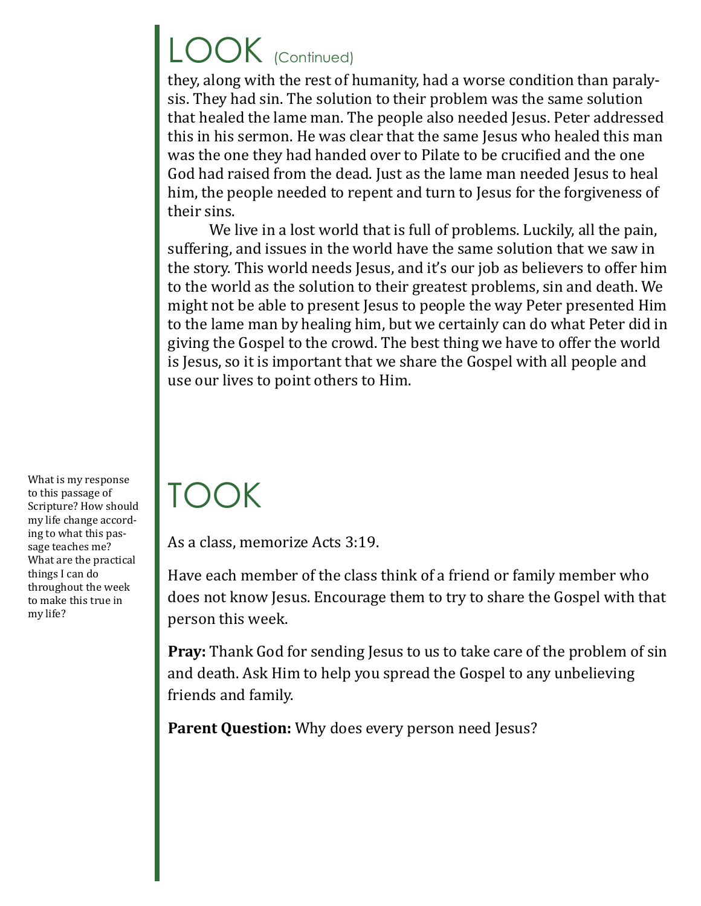# LOOK (Continued)

they, along with the rest of humanity, had a worse condition than paralysis. They had sin. The solution to their problem was the same solution that healed the lame man. The people also needed Jesus. Peter addressed this in his sermon. He was clear that the same Jesus who healed this man was the one they had handed over to Pilate to be crucified and the one God had raised from the dead. Just as the lame man needed Jesus to heal him, the people needed to repent and turn to Jesus for the forgiveness of their sins.

We live in a lost world that is full of problems. Luckily, all the pain, suffering, and issues in the world have the same solution that we saw in the story. This world needs Jesus, and it's our job as believers to offer him to the world as the solution to their greatest problems, sin and death. We might not be able to present Jesus to people the way Peter presented Him to the lame man by healing him, but we certainly can do what Peter did in giving the Gospel to the crowd. The best thing we have to offer the world is Jesus, so it is important that we share the Gospel with all people and use our lives to point others to Him.

# TOOK

What is my response to this passage of Scripture? How should my life change according to what this passage teaches me? What are the practical things I can do throughout the week to make this true in my life?

As a class, memorize Acts 3:19.

Have each member of the class think of a friend or family member who does not know Jesus. Encourage them to try to share the Gospel with that person this week.

**Pray:** Thank God for sending Jesus to us to take care of the problem of sin and death. Ask Him to help you spread the Gospel to any unbelieving friends and family.

**Parent Question:** Why does every person need Jesus?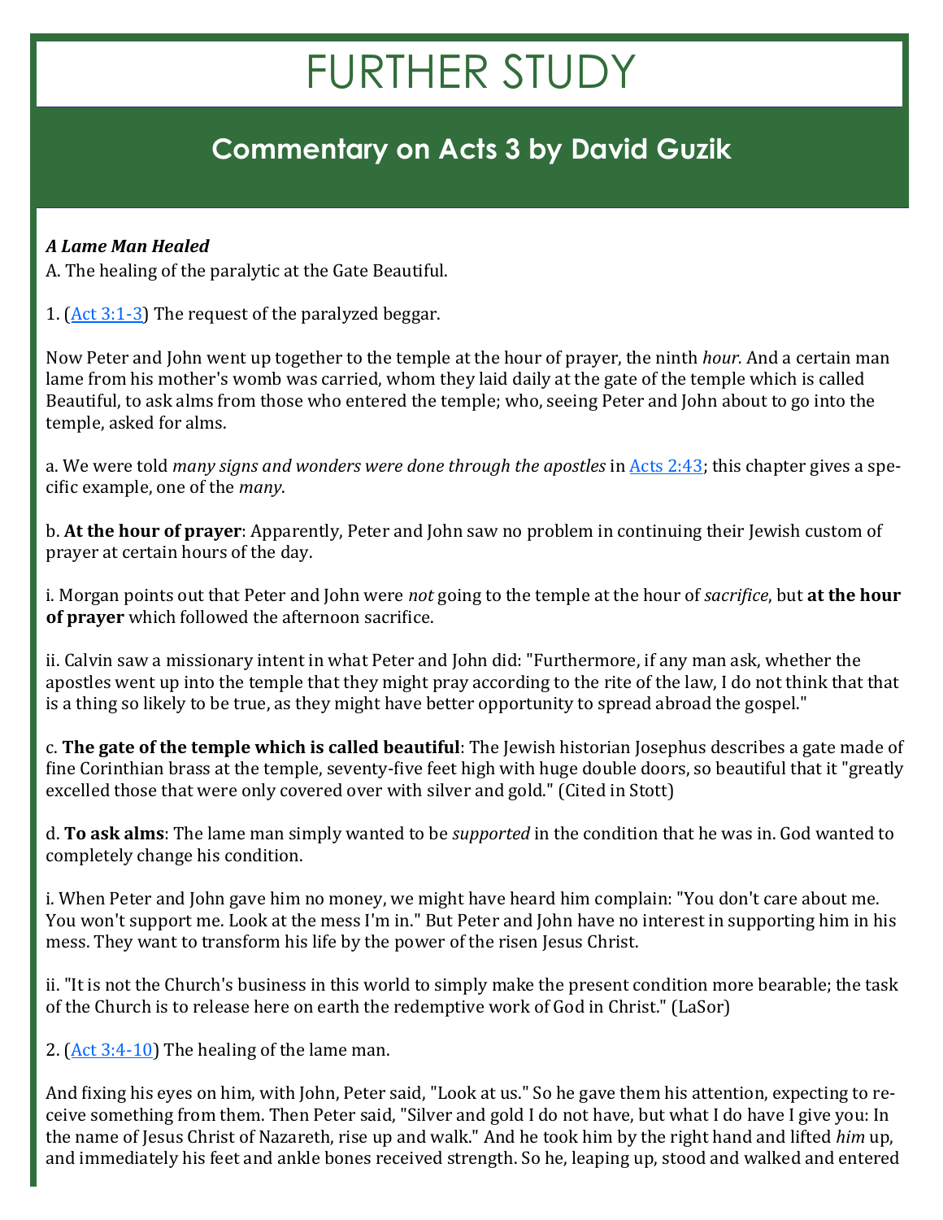# FURTHER STUDY

## Commentary on Acts 3 by David Guzik

***A Lame Man Healed***

A. The healing of the paralytic at the Gate Beautiful.

1. ([Act 3:1-3]()) The request of the paralyzed beggar.

Now Peter and John went up together to the temple at the hour of prayer, the ninth *hour.* And a certain man lame from his mother's womb was carried, whom they laid daily at the gate of the temple which is called Beautiful, to ask alms from those who entered the temple; who, seeing Peter and John about to go into the temple, asked for alms.

a. We were told *many signs and wonders were done through the apostles* in [Acts 2:43](); this chapter gives a specific example, one of the *many*.

b. **At the hour of prayer**: Apparently, Peter and John saw no problem in continuing their Jewish custom of prayer at certain hours of the day.

i. Morgan points out that Peter and John were *not* going to the temple at the hour of *sacrifice*, but **at the hour of prayer** which followed the afternoon sacrifice.

ii. Calvin saw a missionary intent in what Peter and John did: "Furthermore, if any man ask, whether the apostles went up into the temple that they might pray according to the rite of the law, I do not think that that is a thing so likely to be true, as they might have better opportunity to spread abroad the gospel."

c. **The gate of the temple which is called beautiful**: The Jewish historian Josephus describes a gate made of fine Corinthian brass at the temple, seventy-five feet high with huge double doors, so beautiful that it "greatly excelled those that were only covered over with silver and gold." (Cited in Stott)

d. **To ask alms**: The lame man simply wanted to be *supported* in the condition that he was in. God wanted to completely change his condition.

i. When Peter and John gave him no money, we might have heard him complain: "You don't care about me. You won't support me. Look at the mess I'm in." But Peter and John have no interest in supporting him in his mess. They want to transform his life by the power of the risen Jesus Christ.

ii. "It is not the Church's business in this world to simply make the present condition more bearable; the task of the Church is to release here on earth the redemptive work of God in Christ." (LaSor)

2. ([Act 3:4-10]()) The healing of the lame man.

And fixing his eyes on him, with John, Peter said, "Look at us." So he gave them his attention, expecting to receive something from them. Then Peter said, "Silver and gold I do not have, but what I do have I give you: In the name of Jesus Christ of Nazareth, rise up and walk." And he took him by the right hand and lifted *him* up, and immediately his feet and ankle bones received strength. So he, leaping up, stood and walked and entered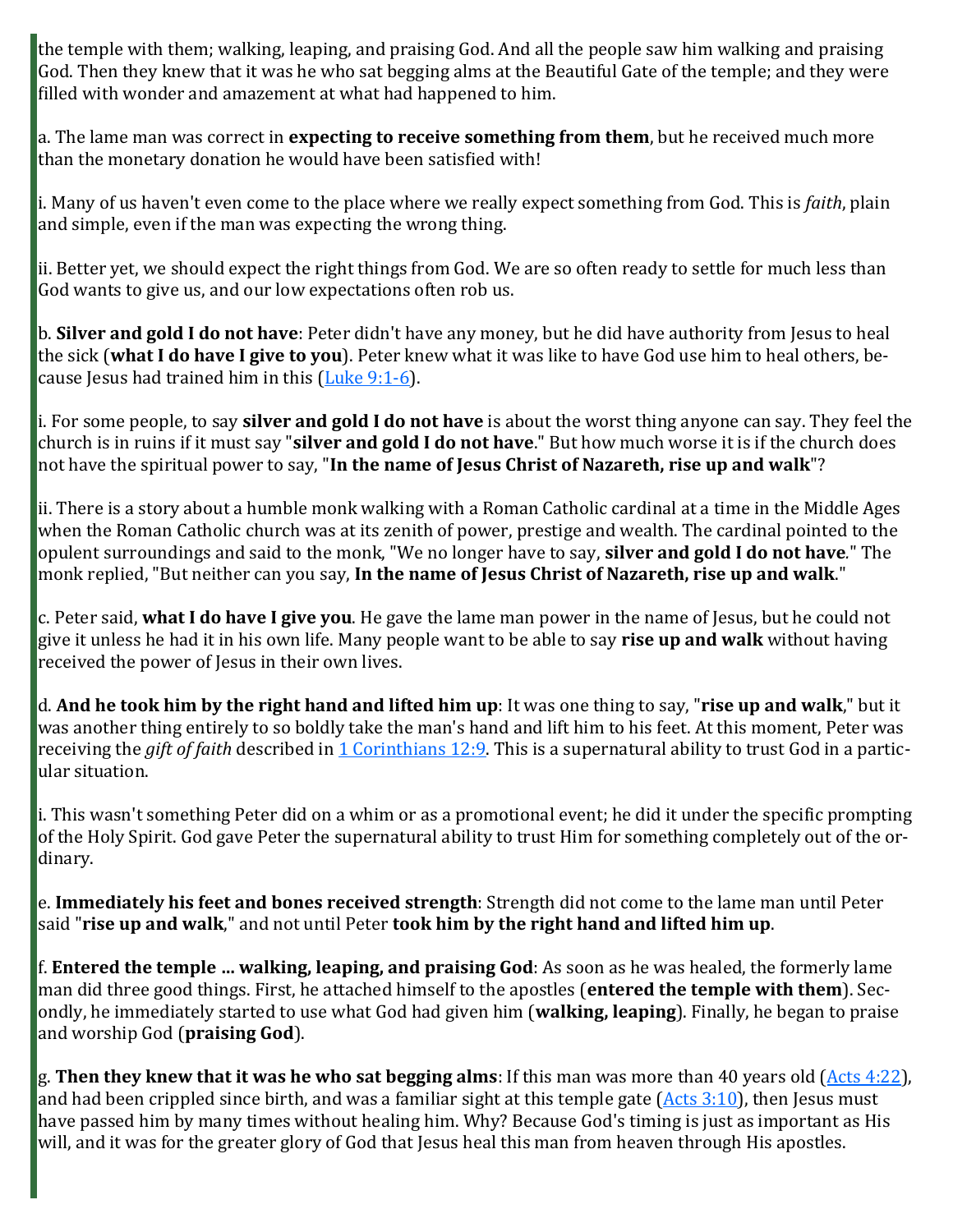the temple with them; walking, leaping, and praising God. And all the people saw him walking and praising God. Then they knew that it was he who sat begging alms at the Beautiful Gate of the temple; and they were filled with wonder and amazement at what had happened to him.

a. The lame man was correct in **expecting to receive something from them**, but he received much more than the monetary donation he would have been satisfied with!

i. Many of us haven't even come to the place where we really expect something from God. This is *faith*, plain and simple, even if the man was expecting the wrong thing.

ii. Better yet, we should expect the right things from God. We are so often ready to settle for much less than God wants to give us, and our low expectations often rob us.

b. **Silver and gold I do not have**: Peter didn't have any money, but he did have authority from Jesus to heal the sick (**what I do have I give to you**). Peter knew what it was like to have God use him to heal others, because Jesus had trained him in this ([Luke 9:1-6](Luke 9:1-6)).

i. For some people, to say **silver and gold I do not have** is about the worst thing anyone can say. They feel the church is in ruins if it must say "**silver and gold I do not have**." But how much worse it is if the church does not have the spiritual power to say, "**In the name of Jesus Christ of Nazareth, rise up and walk**"?

ii. There is a story about a humble monk walking with a Roman Catholic cardinal at a time in the Middle Ages when the Roman Catholic church was at its zenith of power, prestige and wealth. The cardinal pointed to the opulent surroundings and said to the monk, "We no longer have to say, **silver and gold I do not have**." The monk replied, "But neither can you say, **In the name of Jesus Christ of Nazareth, rise up and walk**."

c. Peter said, **what I do have I give you**. He gave the lame man power in the name of Jesus, but he could not give it unless he had it in his own life. Many people want to be able to say **rise up and walk** without having received the power of Jesus in their own lives.

d. **And he took him by the right hand and lifted him up**: It was one thing to say, "**rise up and walk**," but it was another thing entirely to so boldly take the man's hand and lift him to his feet. At this moment, Peter was receiving the *gift of faith* described in [1 Corinthians 12:9](1 Corinthians 12:9). This is a supernatural ability to trust God in a particular situation.

i. This wasn't something Peter did on a whim or as a promotional event; he did it under the specific prompting of the Holy Spirit. God gave Peter the supernatural ability to trust Him for something completely out of the ordinary.

e. **Immediately his feet and bones received strength**: Strength did not come to the lame man until Peter said "**rise up and walk**," and not until Peter **took him by the right hand and lifted him up**.

f. **Entered the temple ... walking, leaping, and praising God**: As soon as he was healed, the formerly lame man did three good things. First, he attached himself to the apostles (**entered the temple with them**). Secondly, he immediately started to use what God had given him (**walking, leaping**). Finally, he began to praise and worship God (**praising God**).

g. **Then they knew that it was he who sat begging alms**: If this man was more than 40 years old ([Acts 4:22](Acts 4:22)), and had been crippled since birth, and was a familiar sight at this temple gate ([Acts 3:10](Acts 3:10)), then Jesus must have passed him by many times without healing him. Why? Because God's timing is just as important as His will, and it was for the greater glory of God that Jesus heal this man from heaven through His apostles.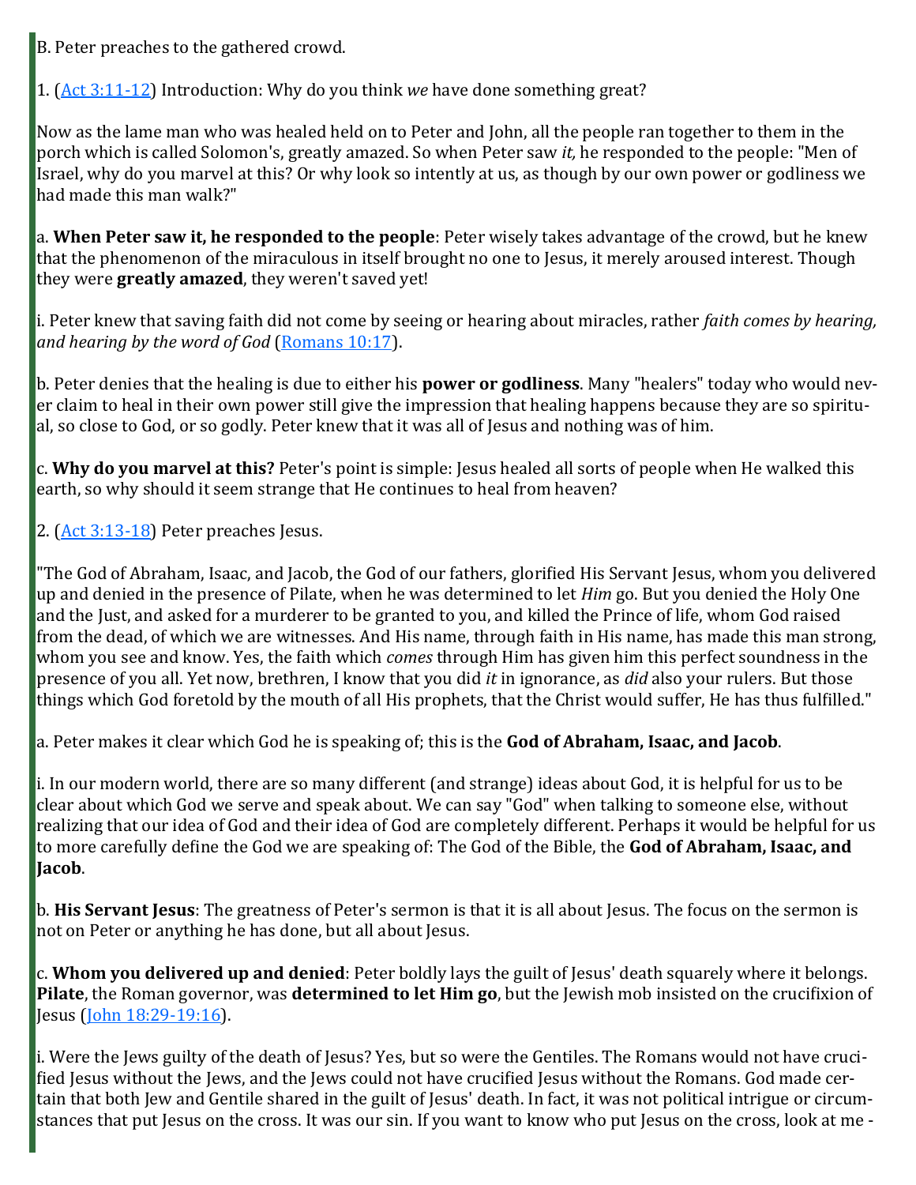B. Peter preaches to the gathered crowd.

1. ([Act 3:11-12]) Introduction: Why do you think *we* have done something great?

Now as the lame man who was healed held on to Peter and John, all the people ran together to them in the porch which is called Solomon's, greatly amazed. So when Peter saw *it,* he responded to the people: "Men of Israel, why do you marvel at this? Or why look so intently at us, as though by our own power or godliness we had made this man walk?"

a. **When Peter saw it, he responded to the people**: Peter wisely takes advantage of the crowd, but he knew that the phenomenon of the miraculous in itself brought no one to Jesus, it merely aroused interest. Though they were **greatly amazed**, they weren't saved yet!

i. Peter knew that saving faith did not come by seeing or hearing about miracles, rather *faith comes by hearing, and hearing by the word of God* ([Romans 10:17]).

b. Peter denies that the healing is due to either his **power or godliness**. Many "healers" today who would never claim to heal in their own power still give the impression that healing happens because they are so spiritual, so close to God, or so godly. Peter knew that it was all of Jesus and nothing was of him.

c. **Why do you marvel at this?** Peter's point is simple: Jesus healed all sorts of people when He walked this earth, so why should it seem strange that He continues to heal from heaven?

2. ([Act 3:13-18]) Peter preaches Jesus.

"The God of Abraham, Isaac, and Jacob, the God of our fathers, glorified His Servant Jesus, whom you delivered up and denied in the presence of Pilate, when he was determined to let *Him* go. But you denied the Holy One and the Just, and asked for a murderer to be granted to you, and killed the Prince of life, whom God raised from the dead, of which we are witnesses. And His name, through faith in His name, has made this man strong, whom you see and know. Yes, the faith which *comes* through Him has given him this perfect soundness in the presence of you all. Yet now, brethren, I know that you did *it* in ignorance, as *did* also your rulers. But those things which God foretold by the mouth of all His prophets, that the Christ would suffer, He has thus fulfilled."

a. Peter makes it clear which God he is speaking of; this is the **God of Abraham, Isaac, and Jacob**.

i. In our modern world, there are so many different (and strange) ideas about God, it is helpful for us to be clear about which God we serve and speak about. We can say "God" when talking to someone else, without realizing that our idea of God and their idea of God are completely different. Perhaps it would be helpful for us to more carefully define the God we are speaking of: The God of the Bible, the **God of Abraham, Isaac, and Jacob**.

b. **His Servant Jesus**: The greatness of Peter's sermon is that it is all about Jesus. The focus on the sermon is not on Peter or anything he has done, but all about Jesus.

c. **Whom you delivered up and denied**: Peter boldly lays the guilt of Jesus' death squarely where it belongs. **Pilate**, the Roman governor, was **determined to let Him go**, but the Jewish mob insisted on the crucifixion of Jesus ([John 18:29-19:16]).

i. Were the Jews guilty of the death of Jesus? Yes, but so were the Gentiles. The Romans would not have crucified Jesus without the Jews, and the Jews could not have crucified Jesus without the Romans. God made certain that both Jew and Gentile shared in the guilt of Jesus' death. In fact, it was not political intrigue or circumstances that put Jesus on the cross. It was our sin. If you want to know who put Jesus on the cross, look at me -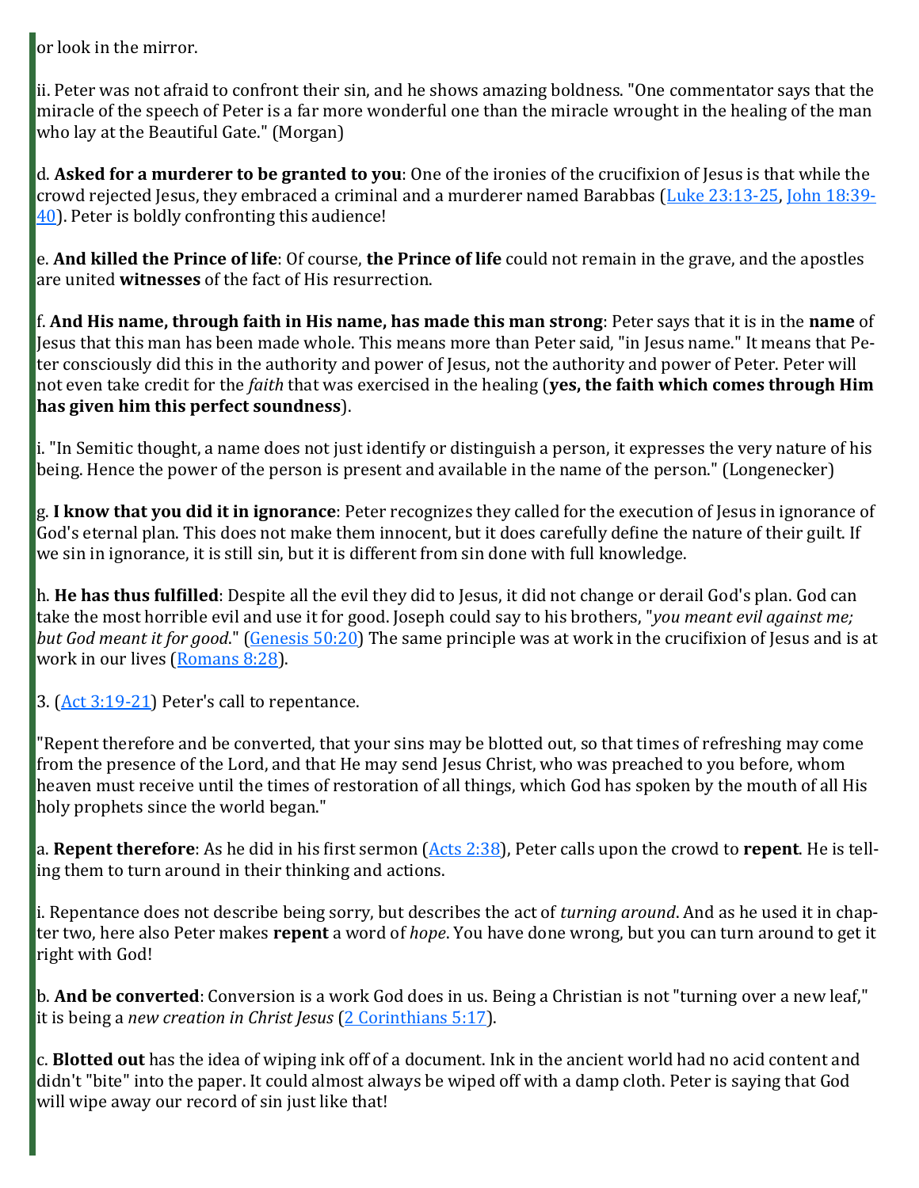or look in the mirror.

ii. Peter was not afraid to confront their sin, and he shows amazing boldness. "One commentator says that the miracle of the speech of Peter is a far more wonderful one than the miracle wrought in the healing of the man who lay at the Beautiful Gate." (Morgan)

d. **Asked for a murderer to be granted to you**: One of the ironies of the crucifixion of Jesus is that while the crowd rejected Jesus, they embraced a criminal and a murderer named Barabbas (Luke 23:13-25, John 18:39-40). Peter is boldly confronting this audience!

e. **And killed the Prince of life**: Of course, **the Prince of life** could not remain in the grave, and the apostles are united **witnesses** of the fact of His resurrection.

f. **And His name, through faith in His name, has made this man strong**: Peter says that it is in the **name** of Jesus that this man has been made whole. This means more than Peter said, "in Jesus name." It means that Peter consciously did this in the authority and power of Jesus, not the authority and power of Peter. Peter will not even take credit for the *faith* that was exercised in the healing (**yes, the faith which comes through Him has given him this perfect soundness**).

i. "In Semitic thought, a name does not just identify or distinguish a person, it expresses the very nature of his being. Hence the power of the person is present and available in the name of the person." (Longenecker)

g. **I know that you did it in ignorance**: Peter recognizes they called for the execution of Jesus in ignorance of God's eternal plan. This does not make them innocent, but it does carefully define the nature of their guilt. If we sin in ignorance, it is still sin, but it is different from sin done with full knowledge.

h. **He has thus fulfilled**: Despite all the evil they did to Jesus, it did not change or derail God's plan. God can take the most horrible evil and use it for good. Joseph could say to his brothers, "*you meant evil against me; but God meant it for good*." (Genesis 50:20) The same principle was at work in the crucifixion of Jesus and is at work in our lives (Romans 8:28).

3. (Act 3:19-21) Peter's call to repentance.

"Repent therefore and be converted, that your sins may be blotted out, so that times of refreshing may come from the presence of the Lord, and that He may send Jesus Christ, who was preached to you before, whom heaven must receive until the times of restoration of all things, which God has spoken by the mouth of all His holy prophets since the world began."

a. **Repent therefore**: As he did in his first sermon (Acts 2:38), Peter calls upon the crowd to **repent**. He is telling them to turn around in their thinking and actions.

i. Repentance does not describe being sorry, but describes the act of *turning around*. And as he used it in chapter two, here also Peter makes **repent** a word of *hope*. You have done wrong, but you can turn around to get it right with God!

b. **And be converted**: Conversion is a work God does in us. Being a Christian is not "turning over a new leaf," it is being a *new creation in Christ Jesus* (2 Corinthians 5:17).

c. **Blotted out** has the idea of wiping ink off of a document. Ink in the ancient world had no acid content and didn't "bite" into the paper. It could almost always be wiped off with a damp cloth. Peter is saying that God will wipe away our record of sin just like that!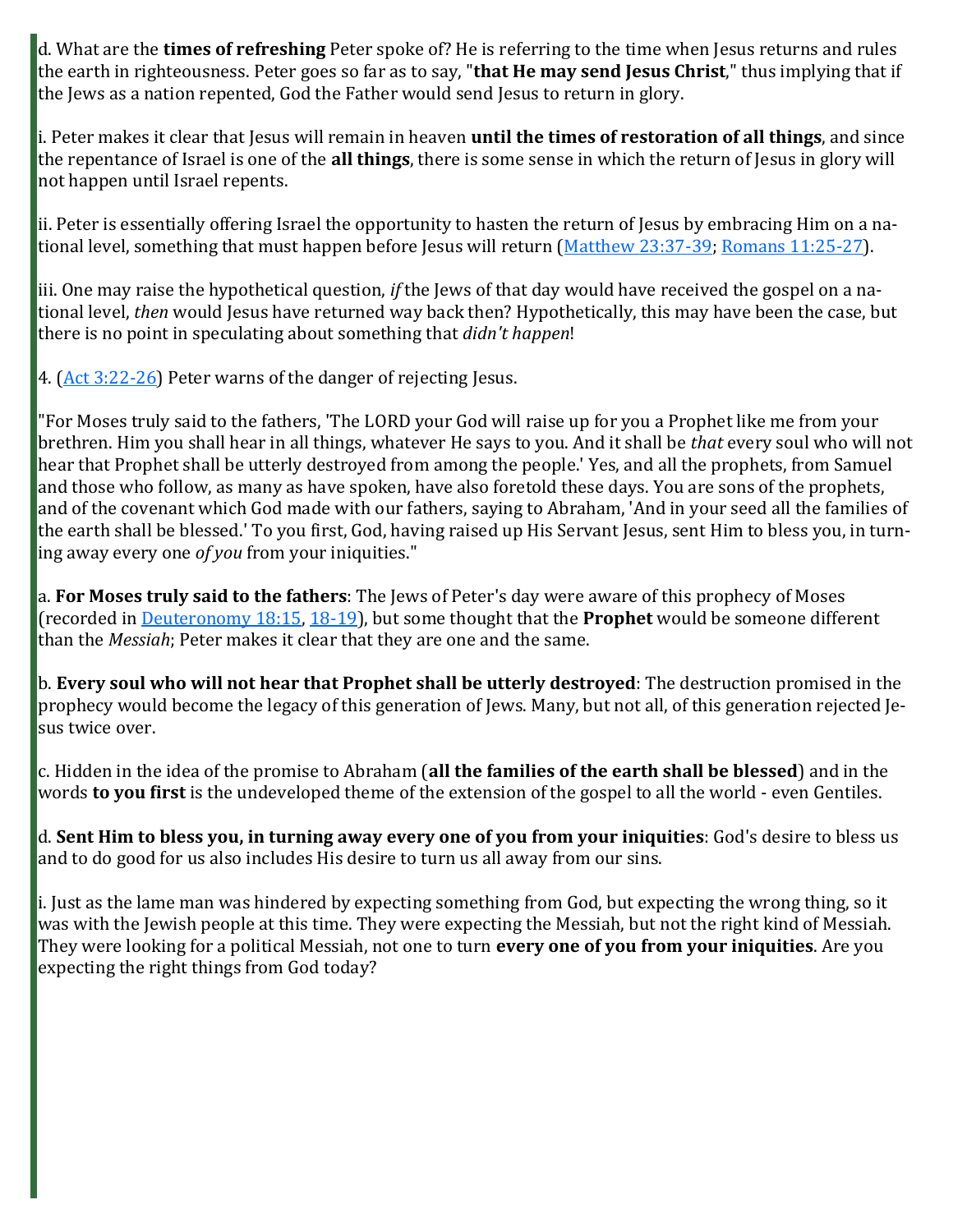d. What are the **times of refreshing** Peter spoke of? He is referring to the time when Jesus returns and rules the earth in righteousness. Peter goes so far as to say, "**that He may send Jesus Christ**," thus implying that if the Jews as a nation repented, God the Father would send Jesus to return in glory.

i. Peter makes it clear that Jesus will remain in heaven **until the times of restoration of all things**, and since the repentance of Israel is one of the **all things**, there is some sense in which the return of Jesus in glory will not happen until Israel repents.

ii. Peter is essentially offering Israel the opportunity to hasten the return of Jesus by embracing Him on a national level, something that must happen before Jesus will return (Matthew 23:37-39; Romans 11:25-27).

iii. One may raise the hypothetical question, *if* the Jews of that day would have received the gospel on a national level, *then* would Jesus have returned way back then? Hypothetically, this may have been the case, but there is no point in speculating about something that *didn't happen*!

4. (Act 3:22-26) Peter warns of the danger of rejecting Jesus.

"For Moses truly said to the fathers, 'The LORD your God will raise up for you a Prophet like me from your brethren. Him you shall hear in all things, whatever He says to you. And it shall be *that* every soul who will not hear that Prophet shall be utterly destroyed from among the people.' Yes, and all the prophets, from Samuel and those who follow, as many as have spoken, have also foretold these days. You are sons of the prophets, and of the covenant which God made with our fathers, saying to Abraham, 'And in your seed all the families of the earth shall be blessed.' To you first, God, having raised up His Servant Jesus, sent Him to bless you, in turning away every one *of you* from your iniquities."

a. **For Moses truly said to the fathers**: The Jews of Peter's day were aware of this prophecy of Moses (recorded in Deuteronomy 18:15, 18-19), but some thought that the **Prophet** would be someone different than the *Messiah*; Peter makes it clear that they are one and the same.

b. **Every soul who will not hear that Prophet shall be utterly destroyed**: The destruction promised in the prophecy would become the legacy of this generation of Jews. Many, but not all, of this generation rejected Jesus twice over.

c. Hidden in the idea of the promise to Abraham (**all the families of the earth shall be blessed**) and in the words **to you first** is the undeveloped theme of the extension of the gospel to all the world - even Gentiles.

d. **Sent Him to bless you, in turning away every one of you from your iniquities**: God's desire to bless us and to do good for us also includes His desire to turn us all away from our sins.

i. Just as the lame man was hindered by expecting something from God, but expecting the wrong thing, so it was with the Jewish people at this time. They were expecting the Messiah, but not the right kind of Messiah. They were looking for a political Messiah, not one to turn **every one of you from your iniquities**. Are you expecting the right things from God today?